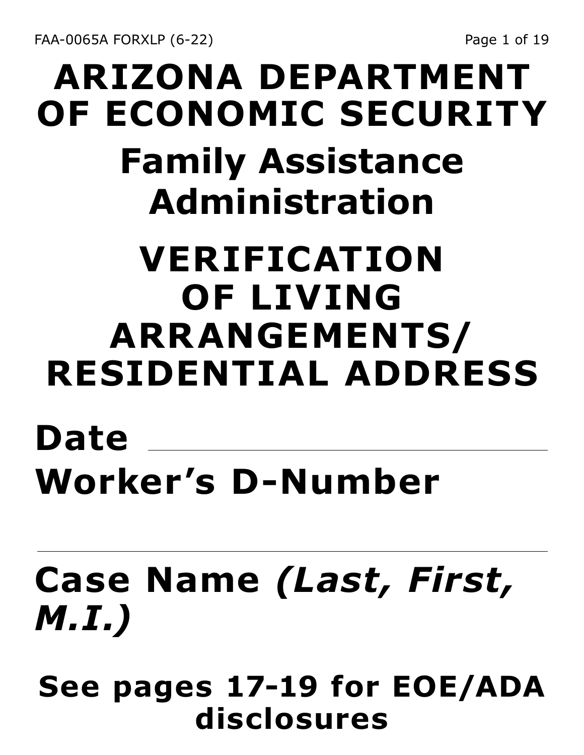FAA-0065A FORXLP (6-22)

# ARIZONA DEPARTMENT OF ECONOMIC SECURITY

## Family Assistance Administration

# VERIFICATION OF LIVING ARRANGEMENTS/ RESIDENTIAL ADDRESS

**Date** \_\_\_\_\_\_\_\_\_\_\_\_\_\_\_\_\_\_\_\_\_\_\_\_\_\_\_\_\_\_

**Worker's D-Number**

\_\_\_\_\_\_\_\_\_\_\_\_\_\_\_\_\_\_\_\_\_\_\_\_\_\_\_\_\_\_\_\_\_\_\_\_\_\_\_\_

**Case Name** ***(Last, First, M.I.)***

**See pages 17-19 for EOE/ADA disclosures**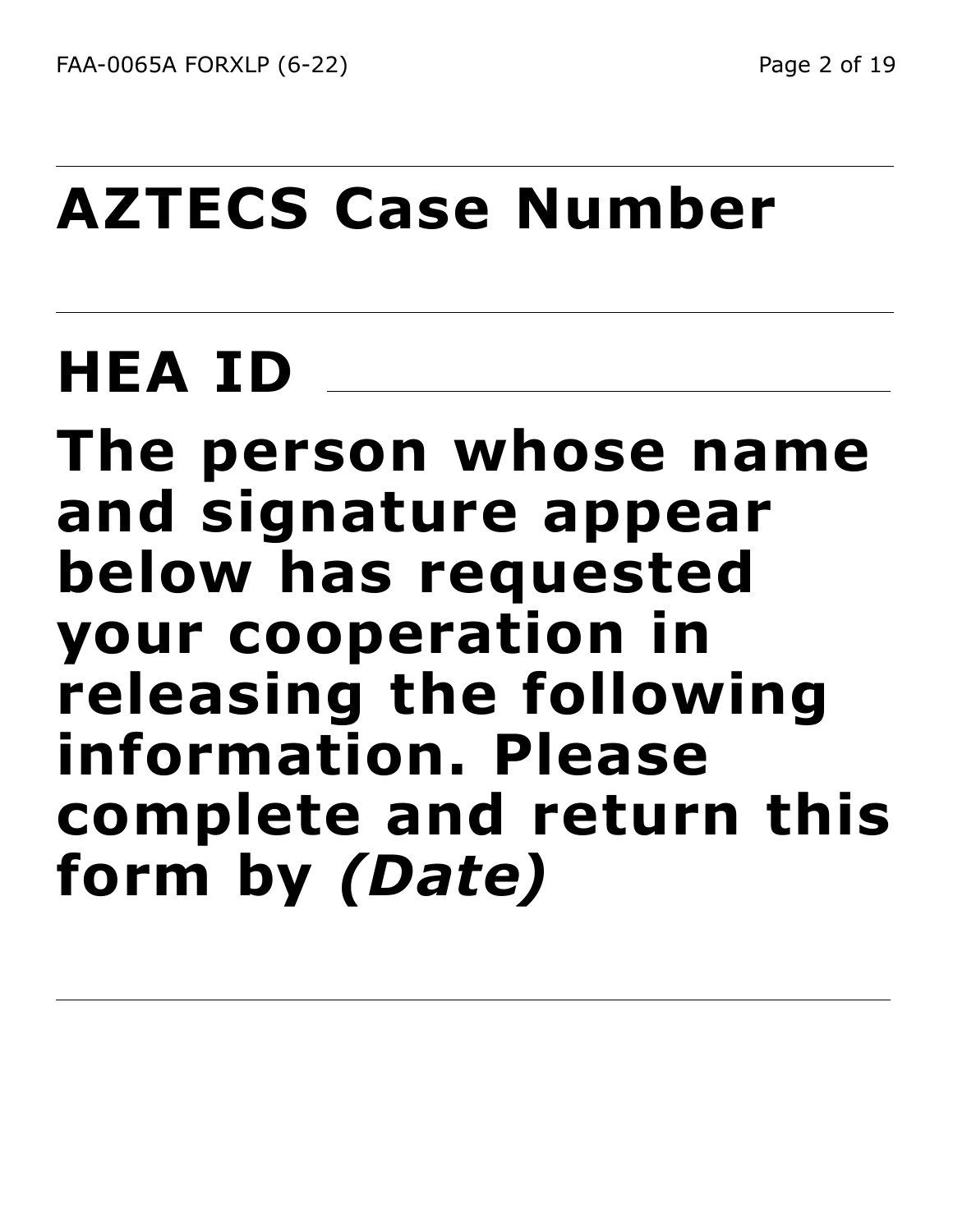**AZTECS Case Number**

**HEA ID** \_\_\_\_\_\_\_\_\_\_\_\_\_\_\_\_\_\_\_\_

**The person whose name and signature appear below has requested your cooperation in releasing the following information. Please complete and return this form by *(Date)***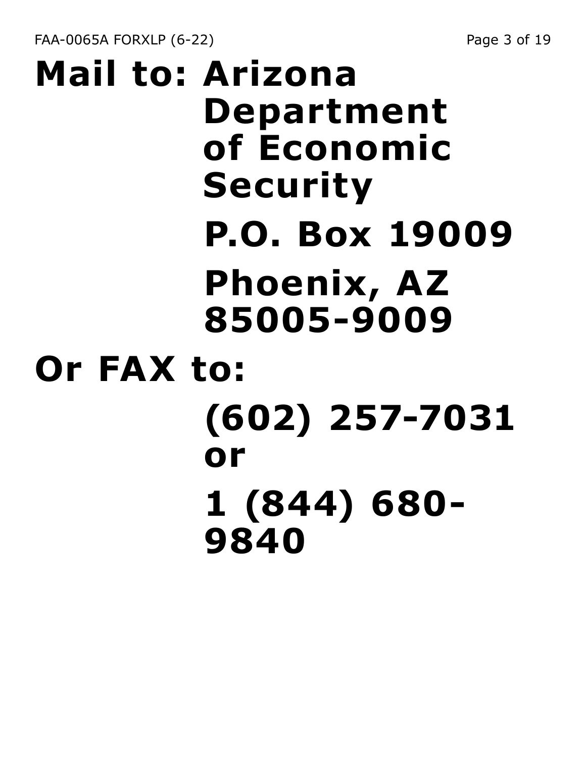**Mail to: Arizona Department of Economic Security**

**P.O. Box 19009**

**Phoenix, AZ 85005-9009**

**Or FAX to:**

**(602) 257-7031 or**

**1 (844) 680-9840**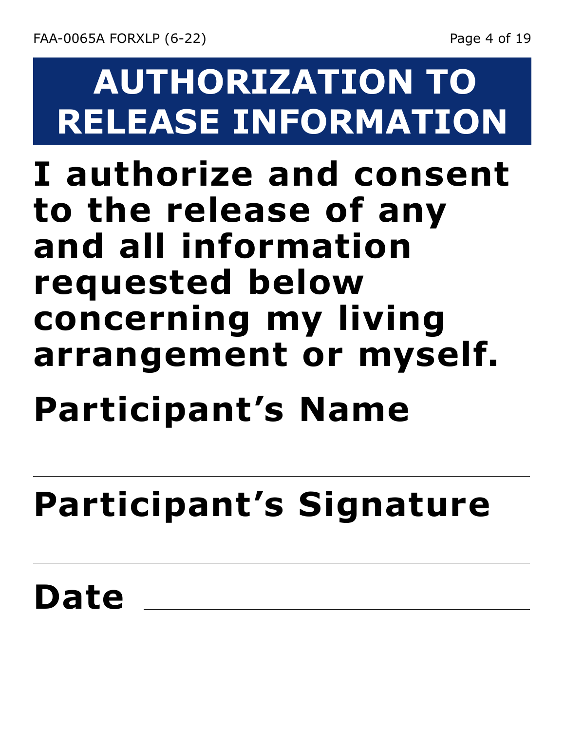# AUTHORIZATION TO RELEASE INFORMATION

**I authorize and consent to the release of any and all information requested below concerning my living arrangement or myself.**

**Participant's Name**

\_\_\_\_\_\_\_\_\_\_\_\_\_\_\_\_\_\_\_\_\_\_\_\_\_\_\_\_\_\_\_\_\_\_\_\_\_\_\_\_

**Participant's Signature**

\_\_\_\_\_\_\_\_\_\_\_\_\_\_\_\_\_\_\_\_\_\_\_\_\_\_\_\_\_\_\_\_\_\_\_\_\_\_\_\_

**Date** \_\_\_\_\_\_\_\_\_\_\_\_\_\_\_\_\_\_\_\_\_\_\_\_\_\_\_\_\_\_\_\_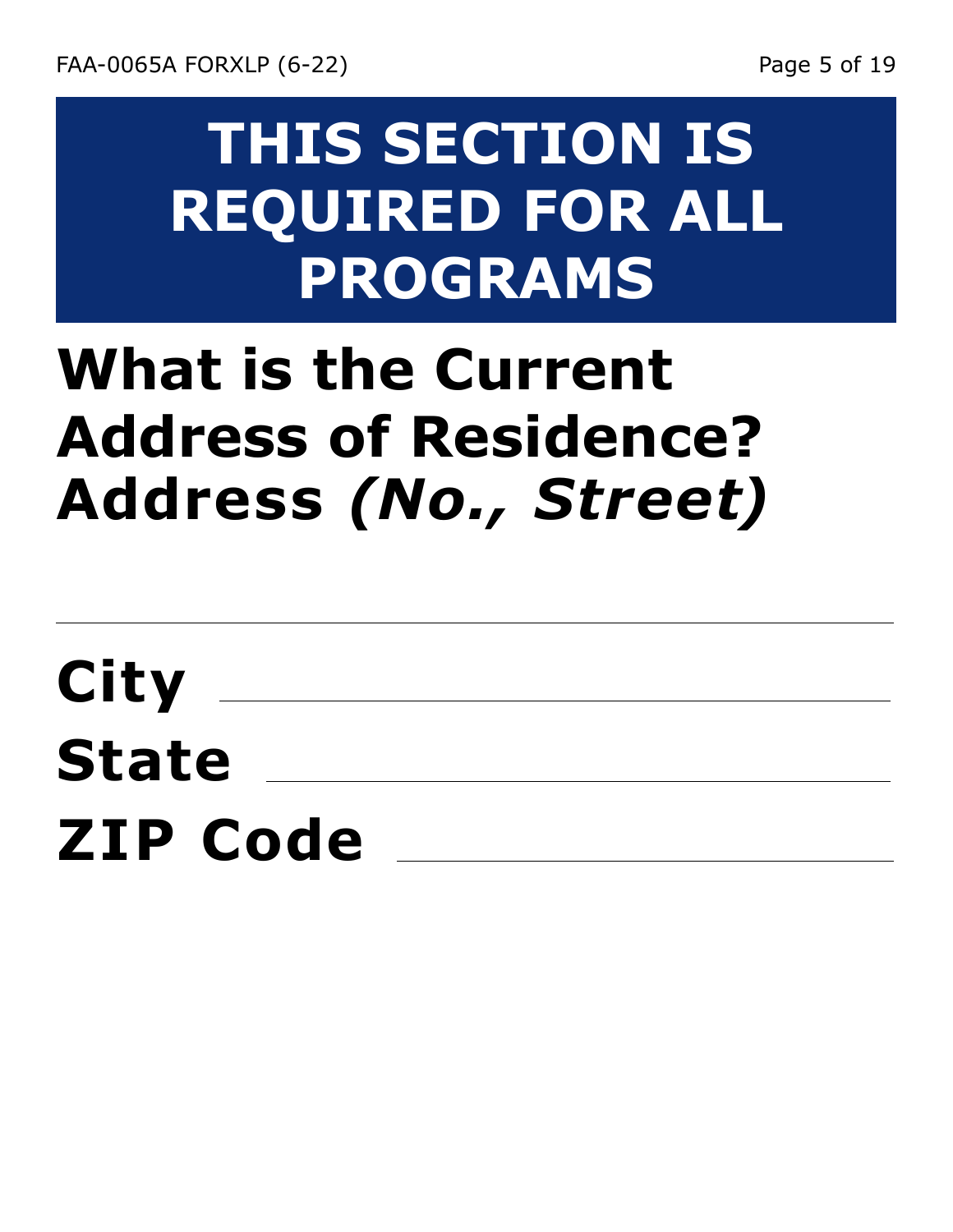# THIS SECTION IS REQUIRED FOR ALL PROGRAMS

## What is the Current Address of Residence?

**Address *(No., Street)***

______________________________

**City** ______________________________

**State** ______________________________

**ZIP Code** ______________________________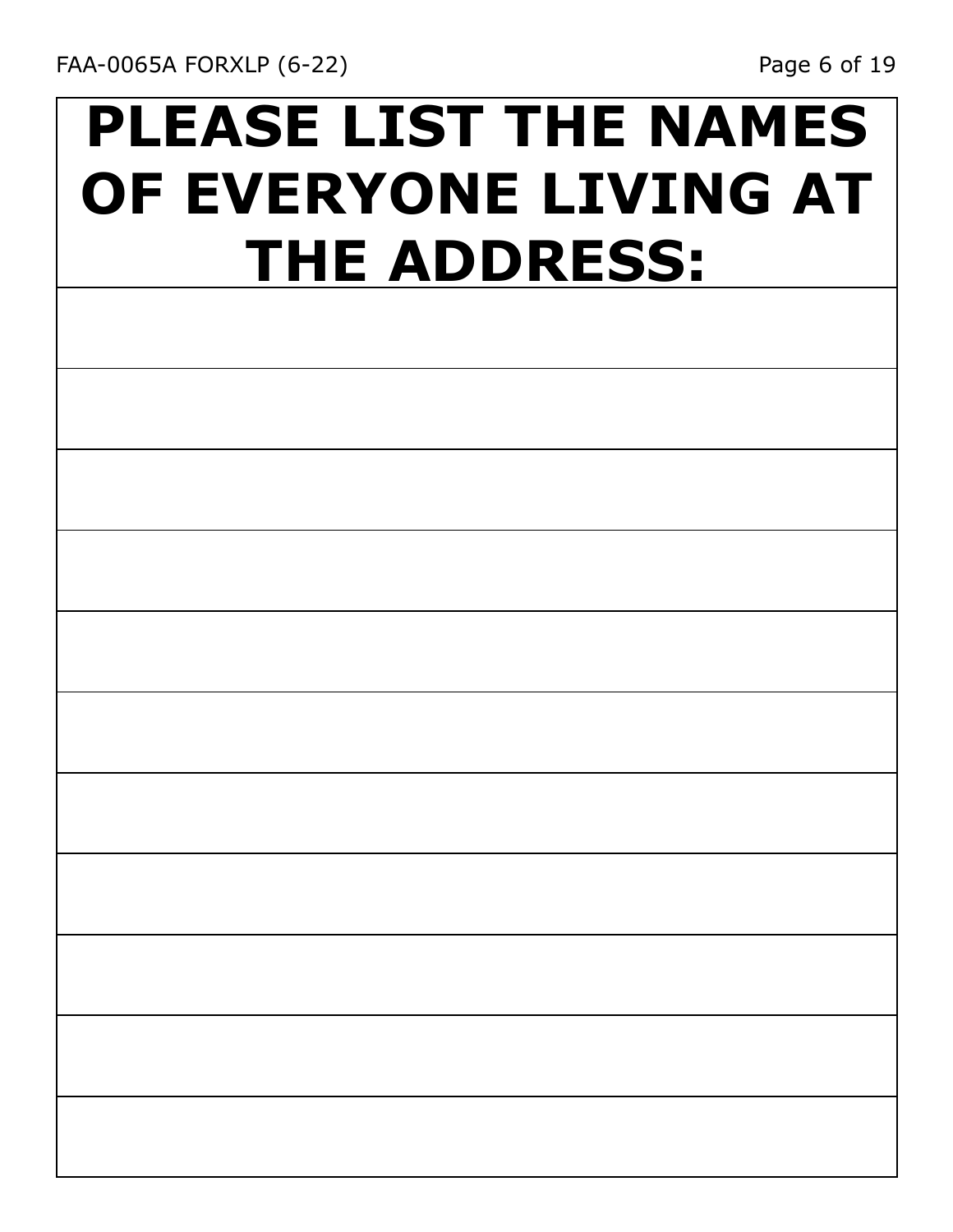| PLEASE LIST THE NAMES OF EVERYONE LIVING AT THE ADDRESS: |
|---|
| |
| |
| |
| |
| |
| |
| |
| |
| |
| |
| |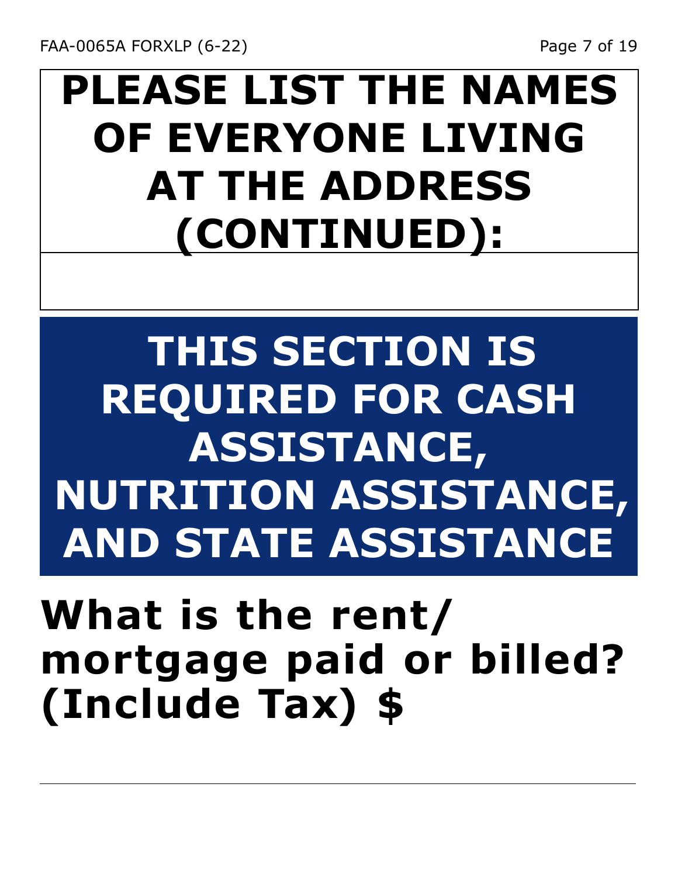## PLEASE LIST THE NAMES OF EVERYONE LIVING AT THE ADDRESS (CONTINUED):

## THIS SECTION IS REQUIRED FOR CASH ASSISTANCE, NUTRITION ASSISTANCE, AND STATE ASSISTANCE

**What is the rent/ mortgage paid or billed? (Include Tax) $**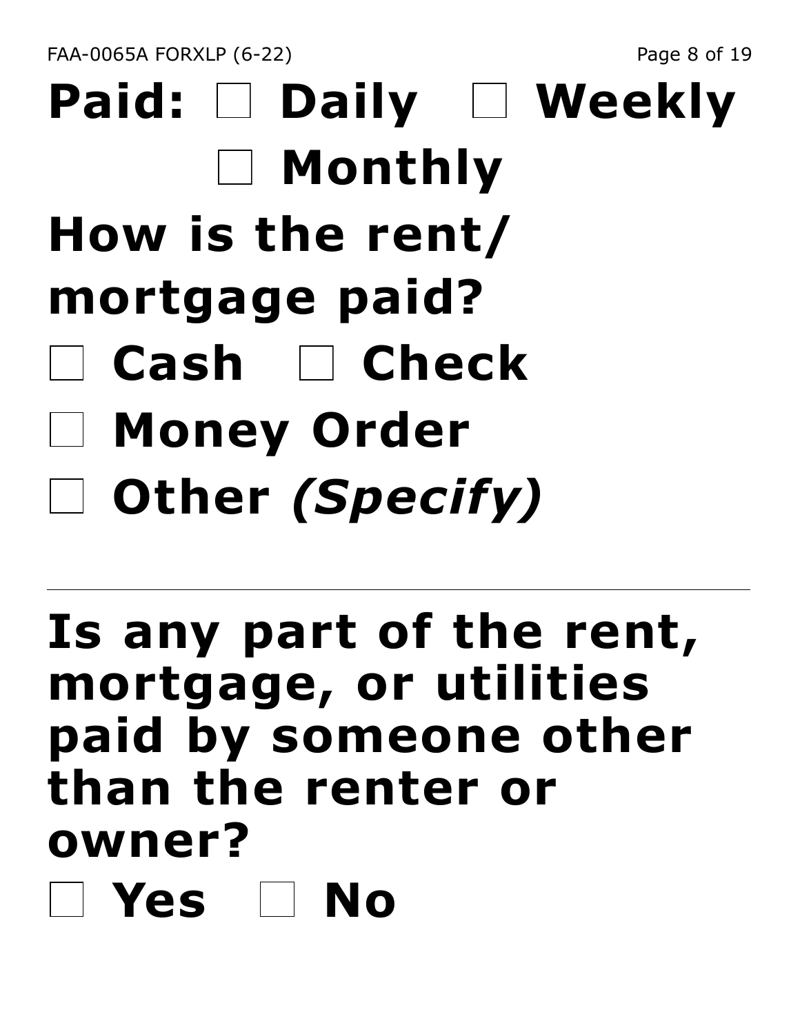**Paid: ☐ Daily ☐ Weekly ☐ Monthly**

**How is the rent/ mortgage paid?**

**☐ Cash ☐ Check**

**☐ Money Order**

**☐ Other *(Specify)***

______________________________________________

**Is any part of the rent, mortgage, or utilities paid by someone other than the renter or owner?**

**☐ Yes ☐ No**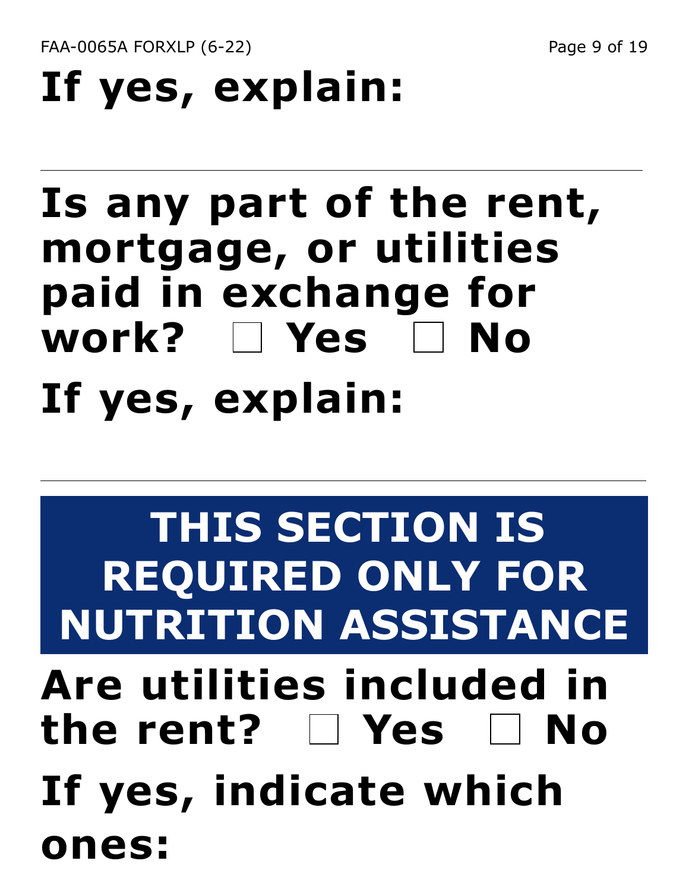**If yes, explain:**

---

**Is any part of the rent, mortgage, or utilities paid in exchange for work? ☐ Yes ☐ No**

**If yes, explain:**

---

## THIS SECTION IS REQUIRED ONLY FOR NUTRITION ASSISTANCE

**Are utilities included in the rent? ☐ Yes ☐ No**

**If yes, indicate which ones:**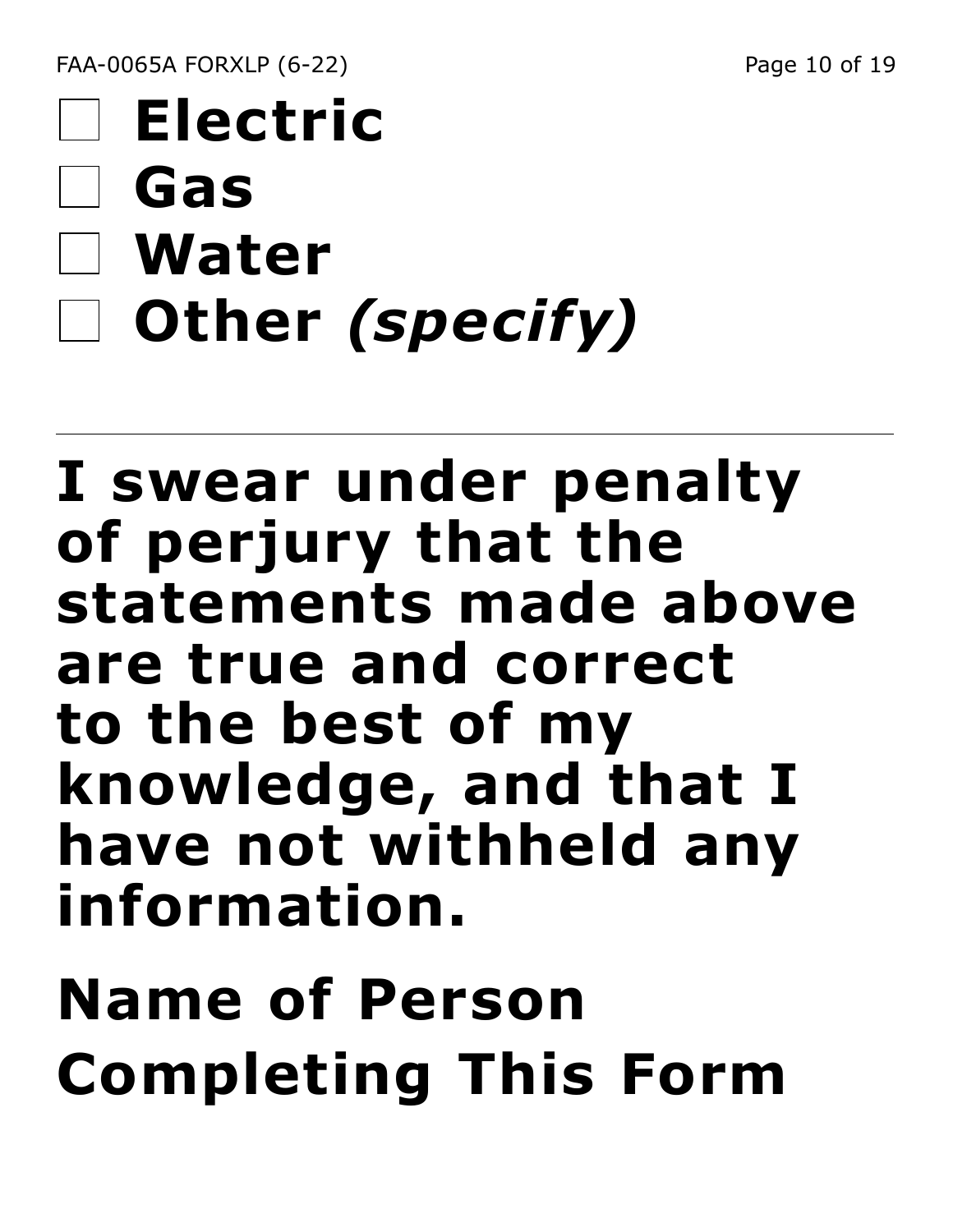- ☐ **Electric**
- ☐ **Gas**
- ☐ **Water**
- ☐ **Other *(specify)***

---

**I swear under penalty of perjury that the statements made above are true and correct to the best of my knowledge, and that I have not withheld any information.**

**Name of Person Completing This Form**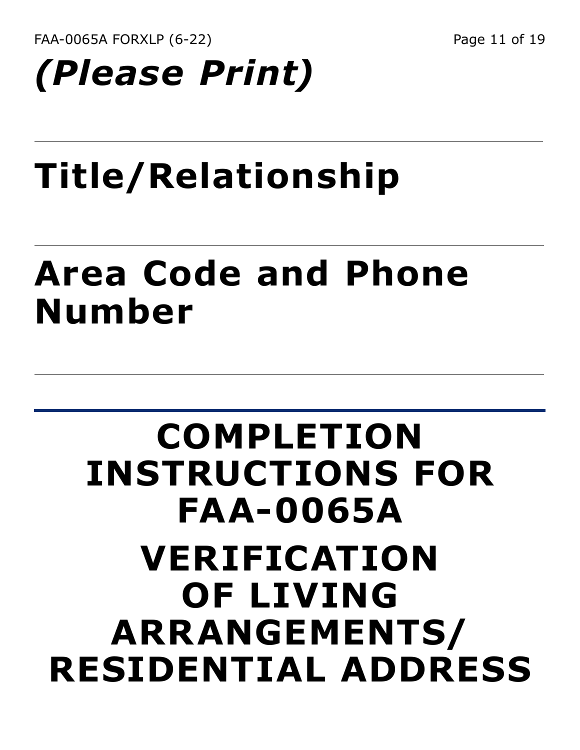*(Please Print)*

---

**Title/Relationship**

---

**Area Code and Phone Number**

---

# COMPLETION INSTRUCTIONS FOR FAA-0065A

# VERIFICATION OF LIVING ARRANGEMENTS/ RESIDENTIAL ADDRESS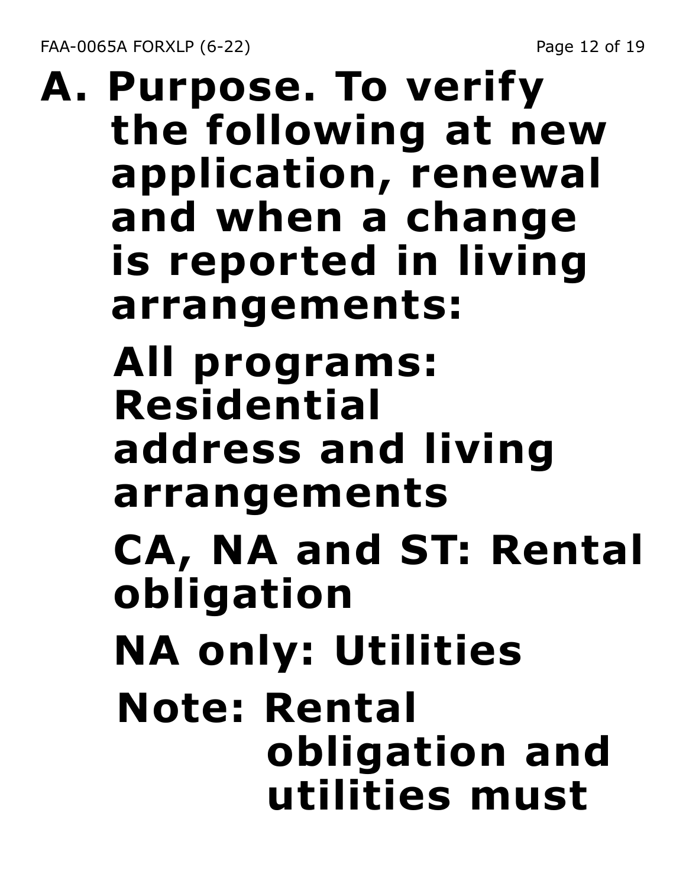**A. Purpose. To verify the following at new application, renewal and when a change is reported in living arrangements:**

**All programs: Residential address and living arrangements**

**CA, NA and ST: Rental obligation**

**NA only: Utilities**

**Note: Rental obligation and utilities must**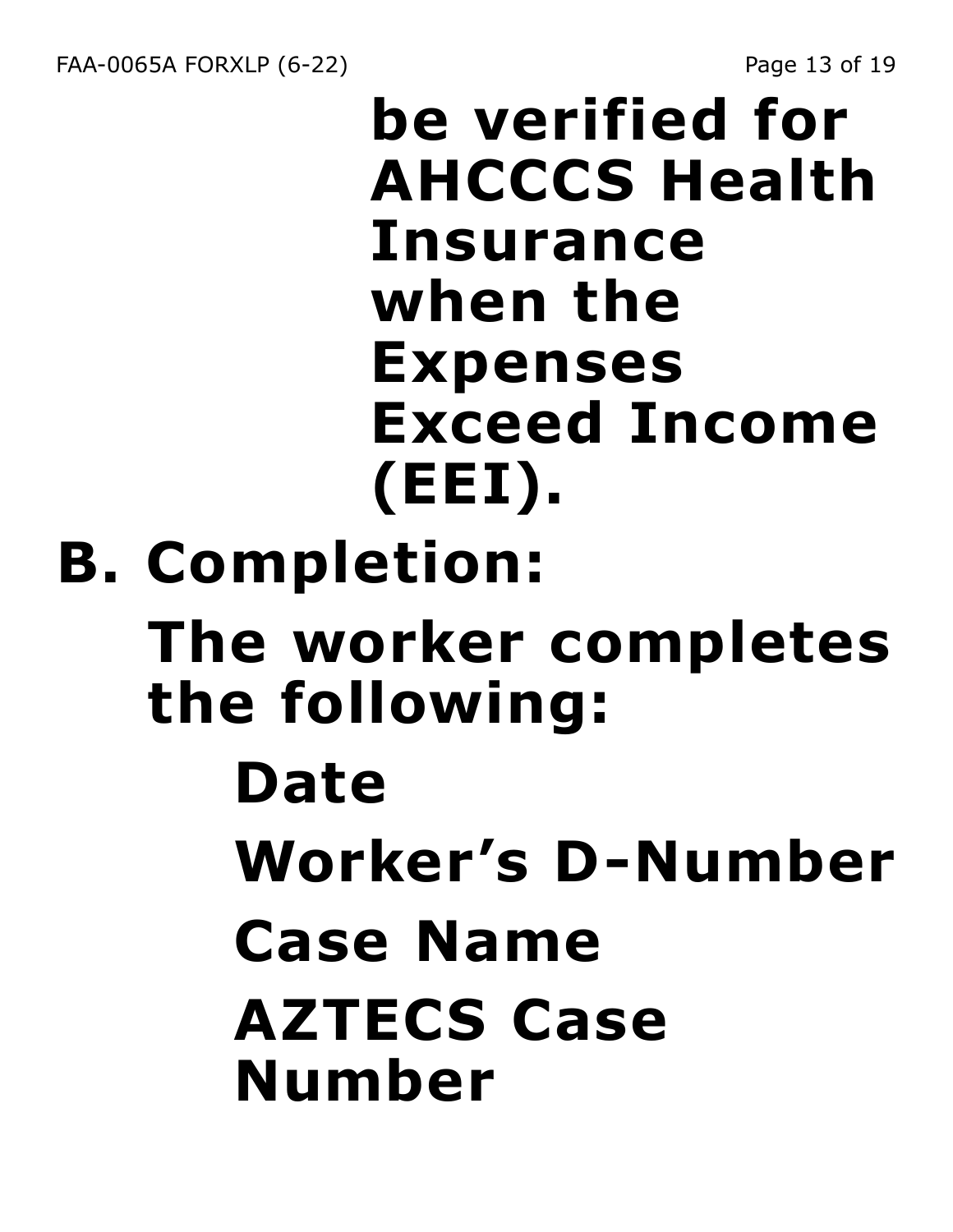**be verified for AHCCCS Health Insurance when the Expenses Exceed Income (EEI).**

## B. Completion:

**The worker completes the following:**

- **Date**
- **Worker's D-Number**
- **Case Name**
- **AZTECS Case Number**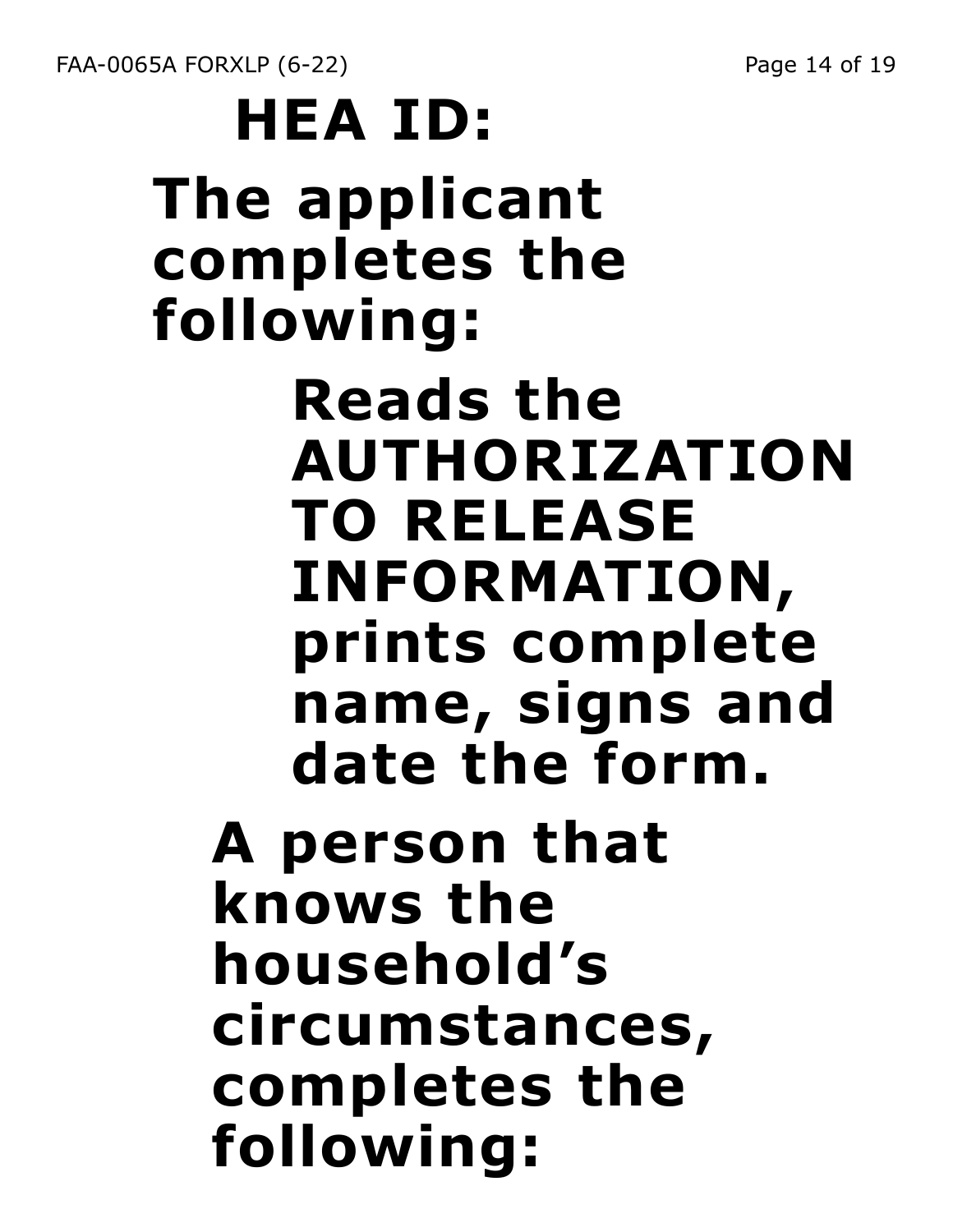**HEA ID:**

**The applicant completes the following:**

**Reads the AUTHORIZATION TO RELEASE INFORMATION, prints complete name, signs and date the form.**

**A person that knows the household's circumstances, completes the following:**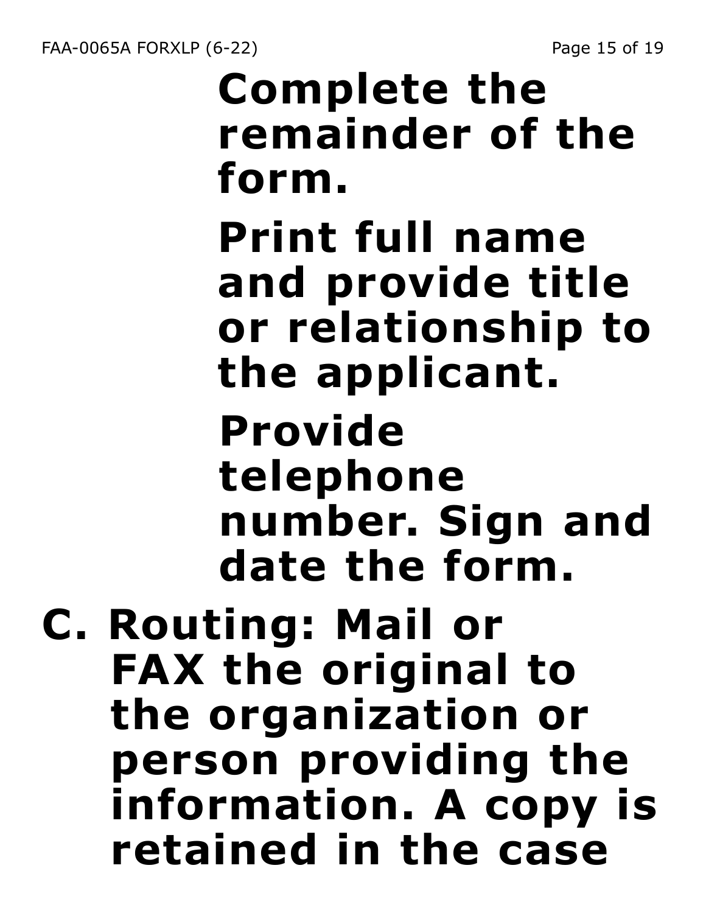**Complete the remainder of the form.**

**Print full name and provide title or relationship to the applicant.**

**Provide telephone number. Sign and date the form.**

**C. Routing: Mail or FAX the original to the organization or person providing the information. A copy is retained in the case**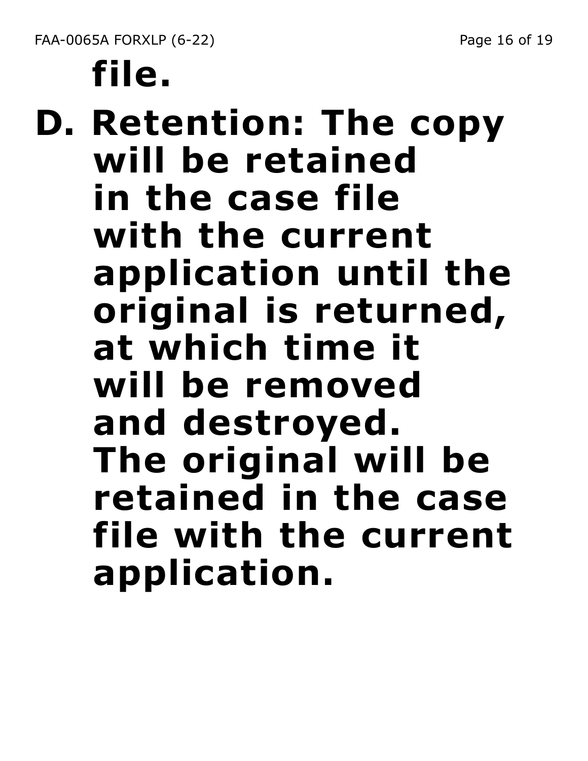**file.**

**D. Retention: The copy will be retained in the case file with the current application until the original is returned, at which time it will be removed and destroyed. The original will be retained in the case file with the current application.**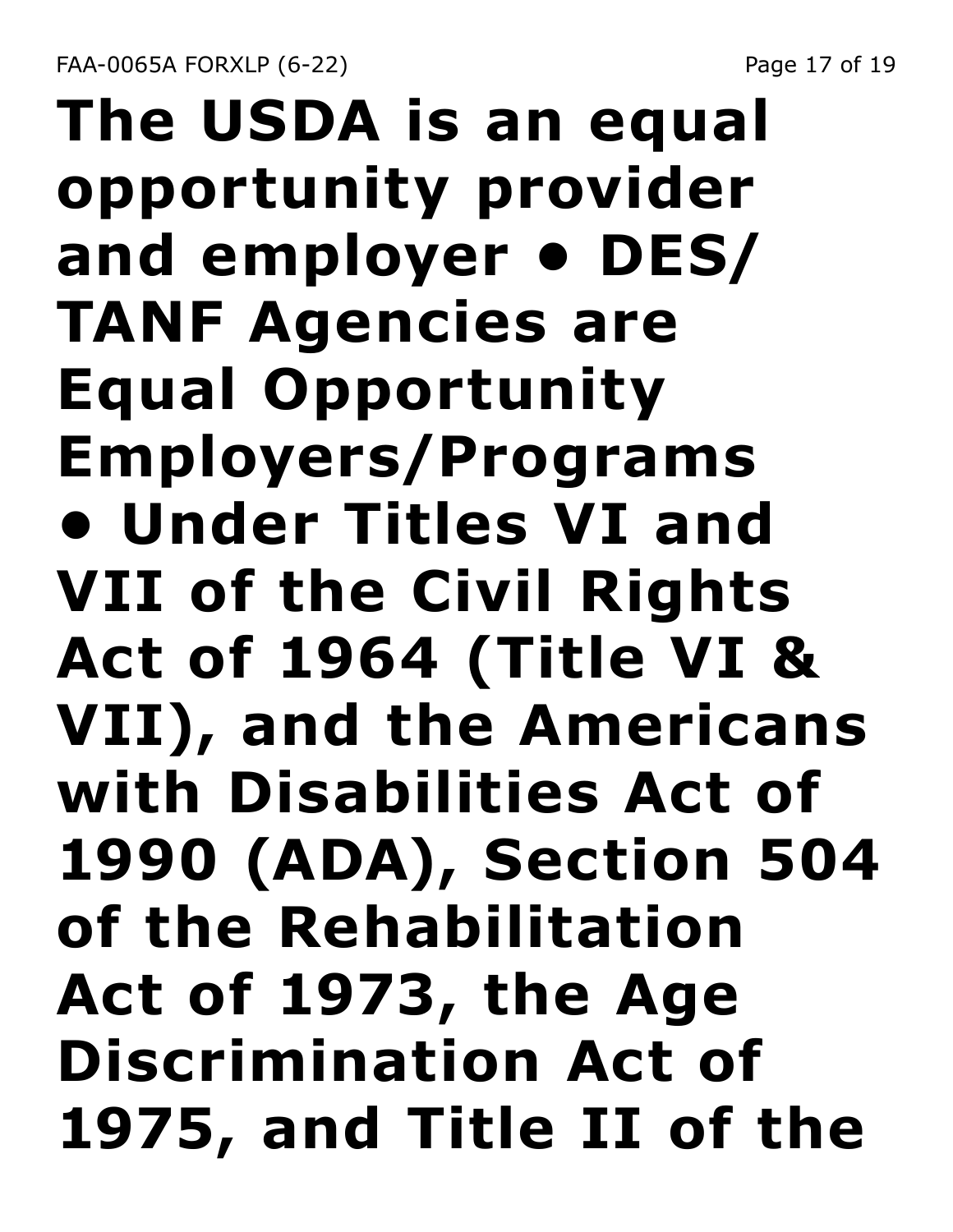**The USDA is an equal opportunity provider and employer • DES/ TANF Agencies are Equal Opportunity Employers/Programs • Under Titles VI and VII of the Civil Rights Act of 1964 (Title VI & VII), and the Americans with Disabilities Act of 1990 (ADA), Section 504 of the Rehabilitation Act of 1973, the Age Discrimination Act of 1975, and Title II of the**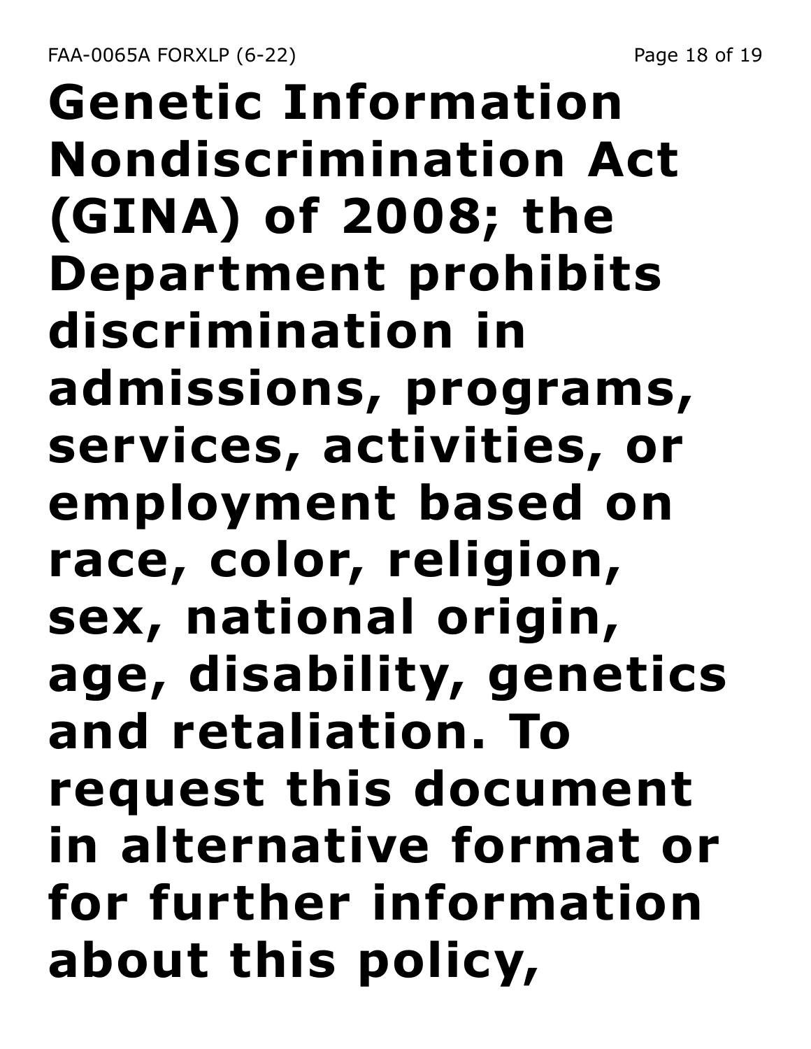**Genetic Information Nondiscrimination Act (GINA) of 2008; the Department prohibits discrimination in admissions, programs, services, activities, or employment based on race, color, religion, sex, national origin, age, disability, genetics and retaliation. To request this document in alternative format or for further information about this policy,**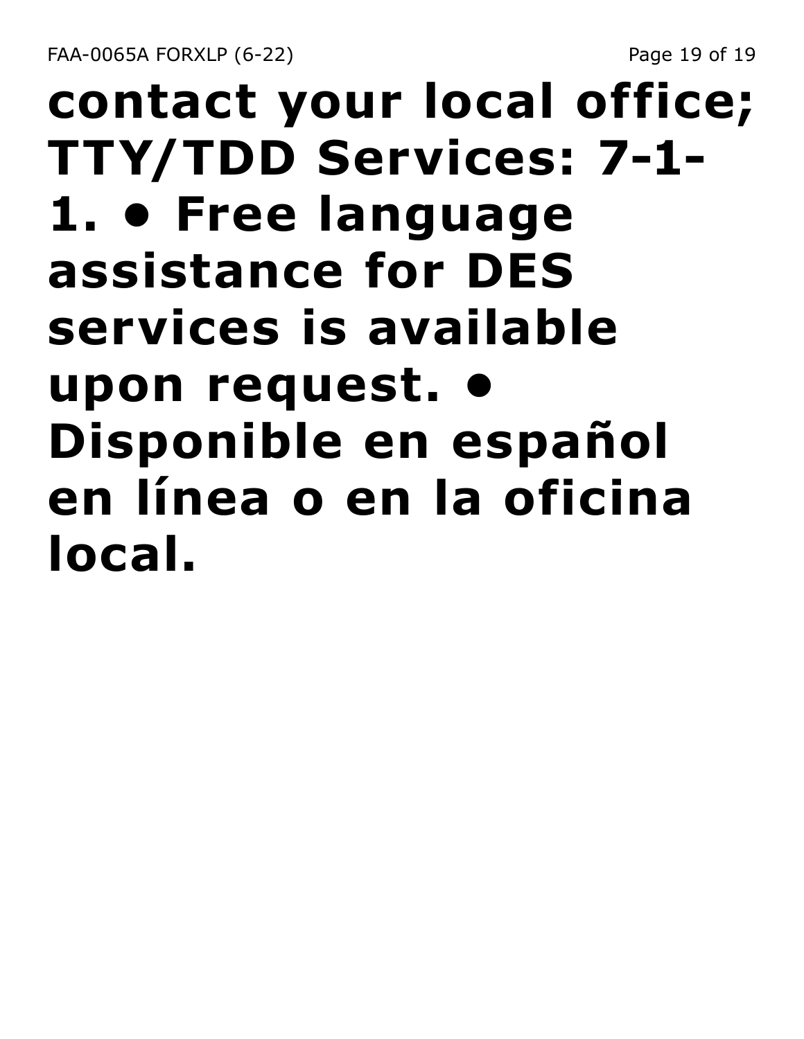**contact your local office; TTY/TDD Services: 7-1-1. • Free language assistance for DES services is available upon request. • Disponible en español en línea o en la oficina local.**